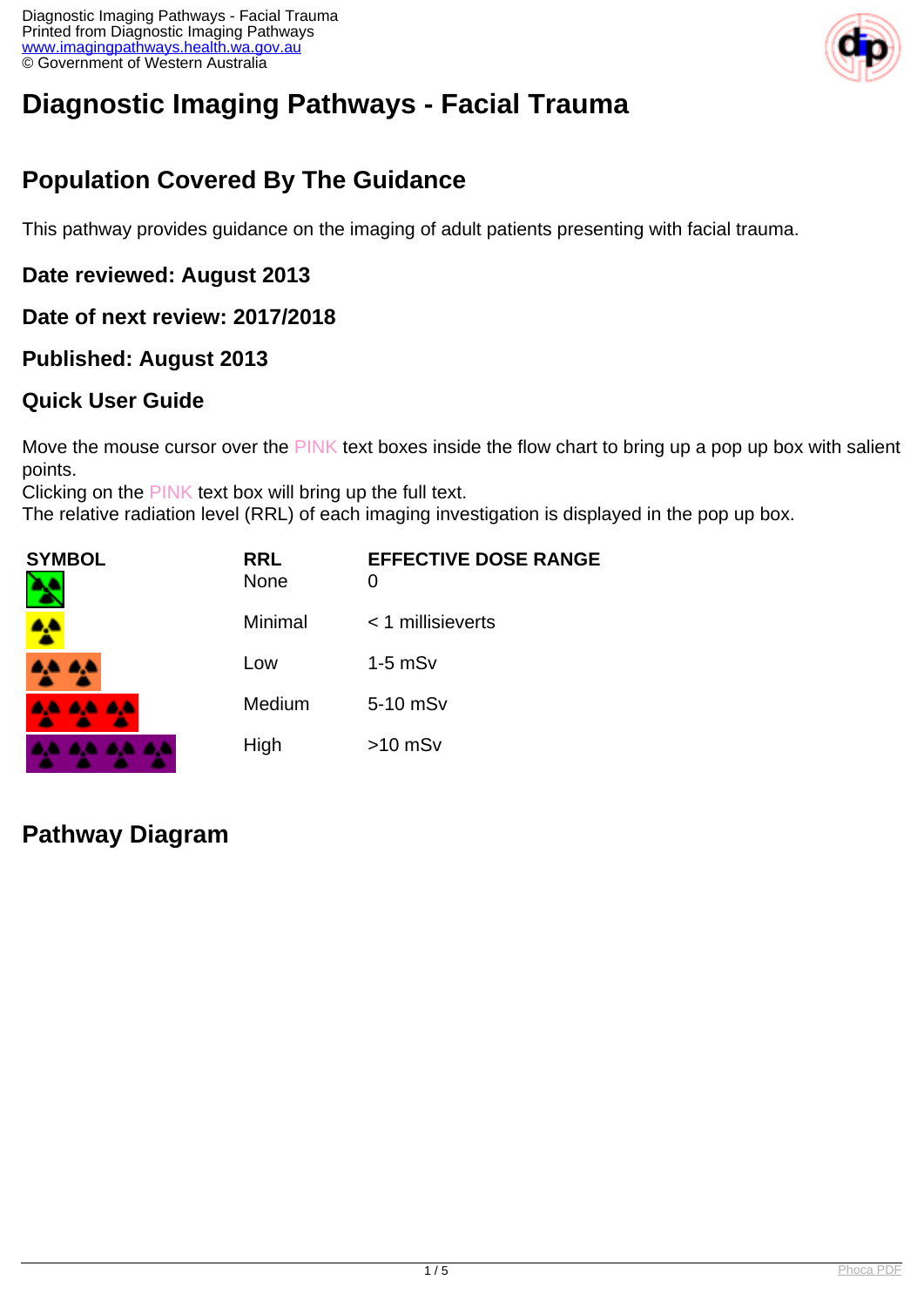# Diagnostic Imaging Pathways - Facial Trauma

## Population Covered By The Guidance

This pathway provides guidance on the imaging of adult patients presenting with facial trauma.

### Date reviewed: August 2013

### Date of next review: 2017/2018

### Published: August 2013

### Quick User Guide

Move the mouse cursor over the PINK text boxes inside the flow chart to bring up a pop up box with salient points.
Clicking on the PINK text box will bring up the full text.
The relative radiation level (RRL) of each imaging investigation is displayed in the pop up box.

| SYMBOL | RRL | EFFECTIVE DOSE RANGE |
|---|---|---|
| | None | 0 |
| | Minimal | < 1 millisieverts |
| | Low | 1-5 mSv |
| | Medium | 5-10 mSv |
| | High | >10 mSv |

## Pathway Diagram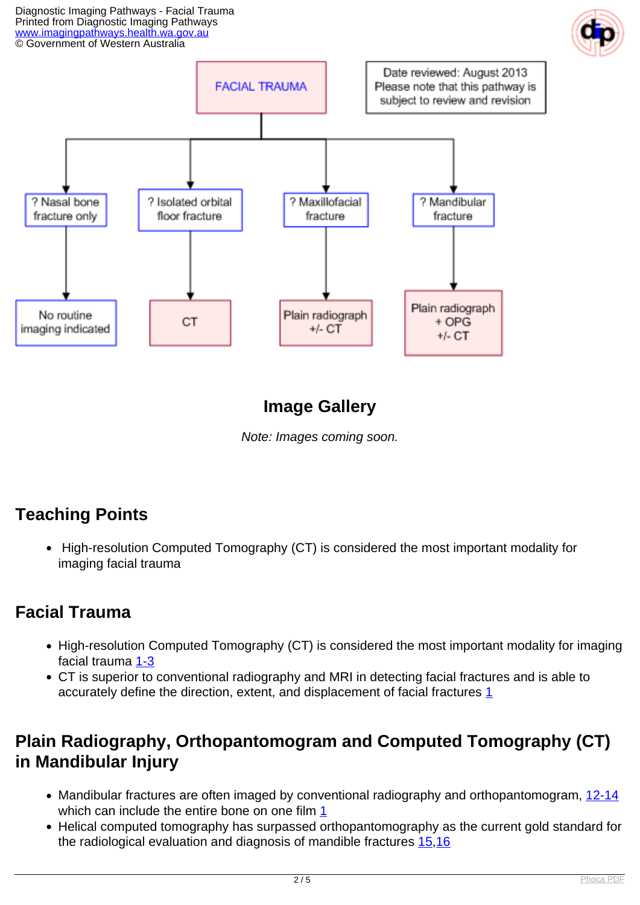FACIAL TRAUMA

Date reviewed: August 2013
Please note that this pathway is subject to review and revision

- ? Nasal bone fracture only → No routine imaging indicated
- ? Isolated orbital floor fracture → CT
- ? Maxillofacial fracture → Plain radiograph +/- CT
- ? Mandibular fracture → Plain radiograph + OPG +/- CT

## Image Gallery

*Note: Images coming soon.*

## Teaching Points

- High-resolution Computed Tomography (CT) is considered the most important modality for imaging facial trauma

## Facial Trauma

- High-resolution Computed Tomography (CT) is considered the most important modality for imaging facial trauma 1-3
- CT is superior to conventional radiography and MRI in detecting facial fractures and is able to accurately define the direction, extent, and displacement of facial fractures 1

## Plain Radiography, Orthopantomogram and Computed Tomography (CT) in Mandibular Injury

- Mandibular fractures are often imaged by conventional radiography and orthopantomogram, 12-14 which can include the entire bone on one film 1
- Helical computed tomography has surpassed orthopantomography as the current gold standard for the radiological evaluation and diagnosis of mandible fractures 15,16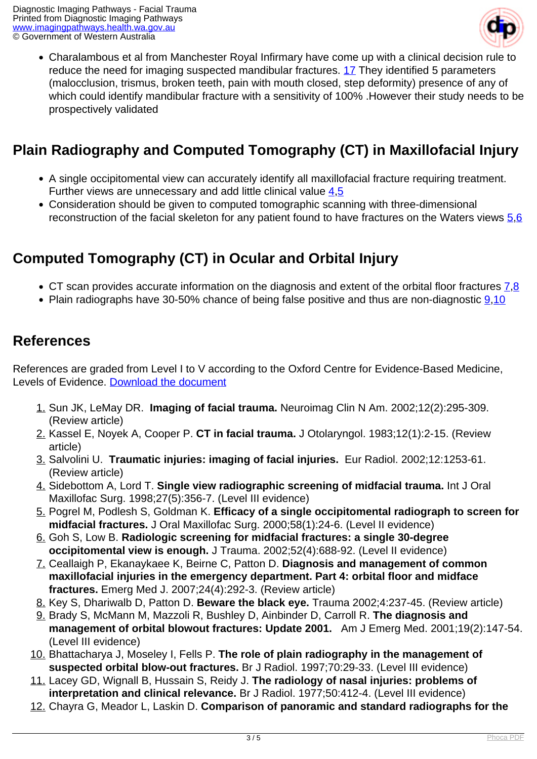- Charalambous et al from Manchester Royal Infirmary have come up with a clinical decision rule to reduce the need for imaging suspected mandibular fractures. 17 They identified 5 parameters (malocclusion, trismus, broken teeth, pain with mouth closed, step deformity) presence of any of which could identify mandibular fracture with a sensitivity of 100% .However their study needs to be prospectively validated

## Plain Radiography and Computed Tomography (CT) in Maxillofacial Injury

- A single occipitomental view can accurately identify all maxillofacial fracture requiring treatment. Further views are unnecessary and add little clinical value 4,5
- Consideration should be given to computed tomographic scanning with three-dimensional reconstruction of the facial skeleton for any patient found to have fractures on the Waters views 5,6

## Computed Tomography (CT) in Ocular and Orbital Injury

- CT scan provides accurate information on the diagnosis and extent of the orbital floor fractures 7,8
- Plain radiographs have 30-50% chance of being false positive and thus are non-diagnostic 9,10

## References

References are graded from Level I to V according to the Oxford Centre for Evidence-Based Medicine, Levels of Evidence. Download the document

1. Sun JK, LeMay DR. **Imaging of facial trauma.** Neuroimag Clin N Am. 2002;12(2):295-309. (Review article)
2. Kassel E, Noyek A, Cooper P. **CT in facial trauma.** J Otolaryngol. 1983;12(1):2-15. (Review article)
3. Salvolini U. **Traumatic injuries: imaging of facial injuries.** Eur Radiol. 2002;12:1253-61. (Review article)
4. Sidebottom A, Lord T. **Single view radiographic screening of midfacial trauma.** Int J Oral Maxillofac Surg. 1998;27(5):356-7. (Level III evidence)
5. Pogrel M, Podlesh S, Goldman K. **Efficacy of a single occipitomental radiograph to screen for midfacial fractures.** J Oral Maxillofac Surg. 2000;58(1):24-6. (Level II evidence)
6. Goh S, Low B. **Radiologic screening for midfacial fractures: a single 30-degree occipitomental view is enough.** J Trauma. 2002;52(4):688-92. (Level II evidence)
7. Ceallaigh P, Ekanaykaee K, Beirne C, Patton D. **Diagnosis and management of common maxillofacial injuries in the emergency department. Part 4: orbital floor and midface fractures.** Emerg Med J. 2007;24(4):292-3. (Review article)
8. Key S, Dhariwalb D, Patton D. **Beware the black eye.** Trauma 2002;4:237-45. (Review article)
9. Brady S, McMann M, Mazzoli R, Bushley D, Ainbinder D, Carroll R. **The diagnosis and management of orbital blowout fractures: Update 2001.** Am J Emerg Med. 2001;19(2):147-54. (Level III evidence)
10. Bhattacharya J, Moseley I, Fells P. **The role of plain radiography in the management of suspected orbital blow-out fractures.** Br J Radiol. 1997;70:29-33. (Level III evidence)
11. Lacey GD, Wignall B, Hussain S, Reidy J. **The radiology of nasal injuries: problems of interpretation and clinical relevance.** Br J Radiol. 1977;50:412-4. (Level III evidence)
12. Chayra G, Meador L, Laskin D. **Comparison of panoramic and standard radiographs for the**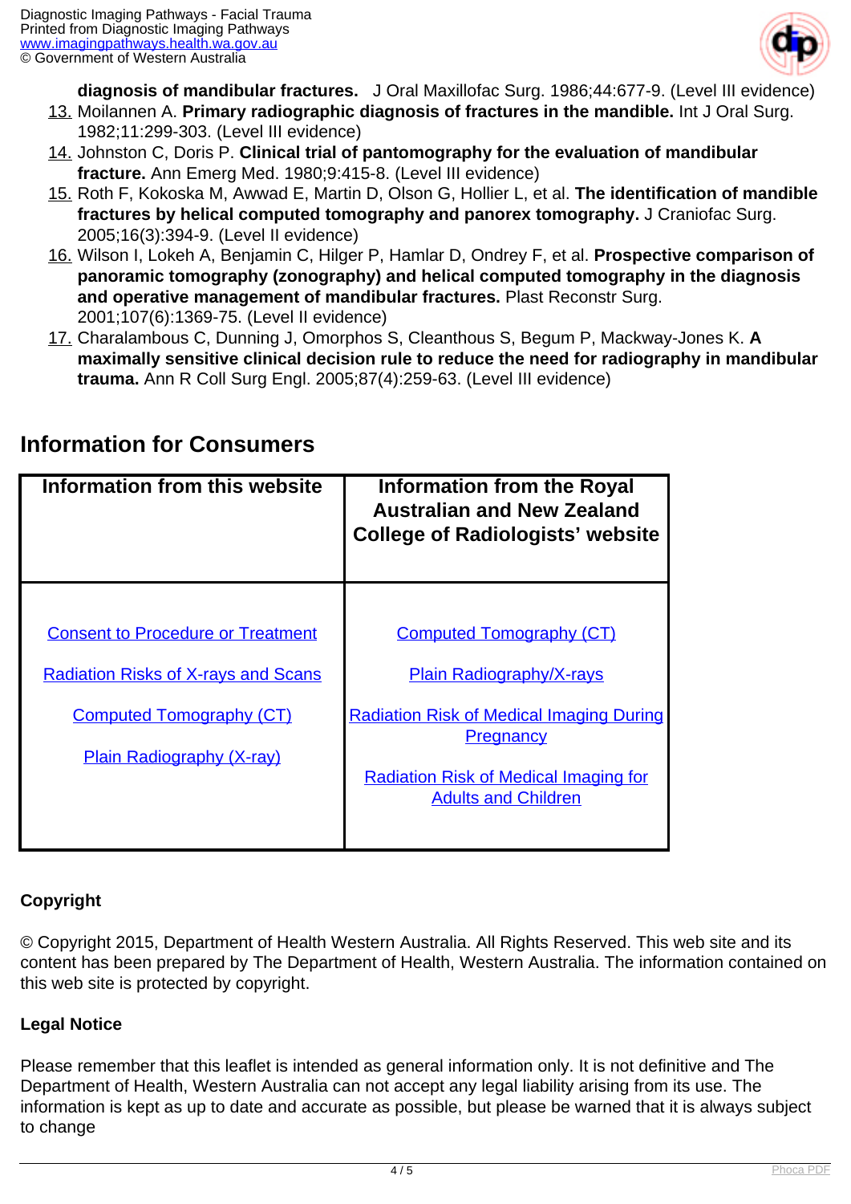**diagnosis of mandibular fractures.** J Oral Maxillofac Surg. 1986;44:677-9. (Level III evidence)

13. Moilannen A. **Primary radiographic diagnosis of fractures in the mandible.** Int J Oral Surg. 1982;11:299-303. (Level III evidence)
14. Johnston C, Doris P. **Clinical trial of pantomography for the evaluation of mandibular fracture.** Ann Emerg Med. 1980;9:415-8. (Level III evidence)
15. Roth F, Kokoska M, Awwad E, Martin D, Olson G, Hollier L, et al. **The identification of mandible fractures by helical computed tomography and panorex tomography.** J Craniofac Surg. 2005;16(3):394-9. (Level II evidence)
16. Wilson I, Lokeh A, Benjamin C, Hilger P, Hamlar D, Ondrey F, et al. **Prospective comparison of panoramic tomography (zonography) and helical computed tomography in the diagnosis and operative management of mandibular fractures.** Plast Reconstr Surg. 2001;107(6):1369-75. (Level II evidence)
17. Charalambous C, Dunning J, Omorphos S, Cleanthous S, Begum P, Mackway-Jones K. **A maximally sensitive clinical decision rule to reduce the need for radiography in mandibular trauma.** Ann R Coll Surg Engl. 2005;87(4):259-63. (Level III evidence)

## Information for Consumers

| Information from this website | Information from the Royal Australian and New Zealand College of Radiologists' website |
|---|---|
| Consent to Procedure or Treatment<br>Radiation Risks of X-rays and Scans<br>Computed Tomography (CT)<br>Plain Radiography (X-ray) | Computed Tomography (CT)<br>Plain Radiography/X-rays<br>Radiation Risk of Medical Imaging During Pregnancy<br>Radiation Risk of Medical Imaging for Adults and Children |

**Copyright**

© Copyright 2015, Department of Health Western Australia. All Rights Reserved. This web site and its content has been prepared by The Department of Health, Western Australia. The information contained on this web site is protected by copyright.

**Legal Notice**

Please remember that this leaflet is intended as general information only. It is not definitive and The Department of Health, Western Australia can not accept any legal liability arising from its use. The information is kept as up to date and accurate as possible, but please be warned that it is always subject to change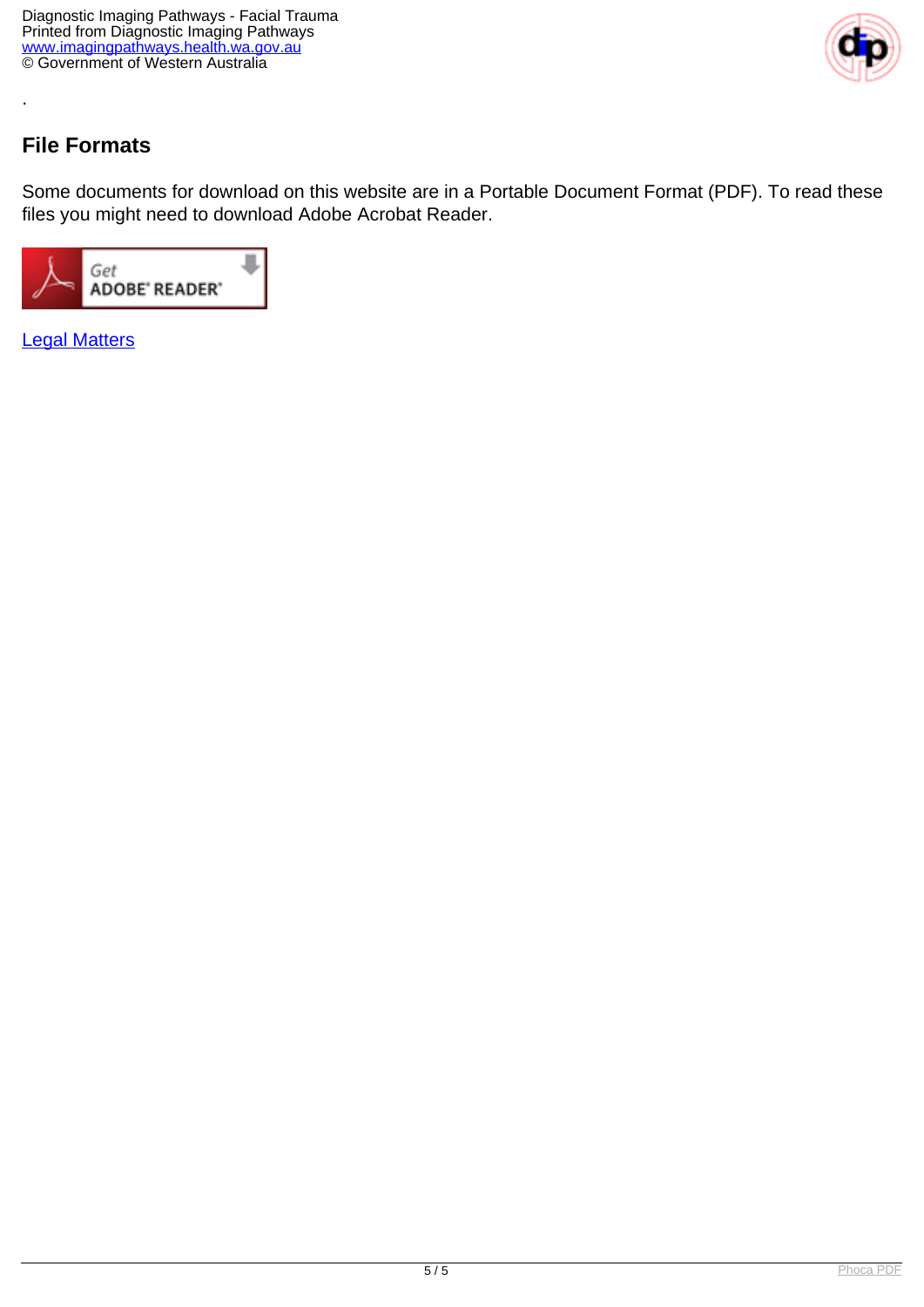.

## File Formats

Some documents for download on this website are in a Portable Document Format (PDF). To read these files you might need to download Adobe Acrobat Reader.

Get ADOBE® READER®

Legal Matters